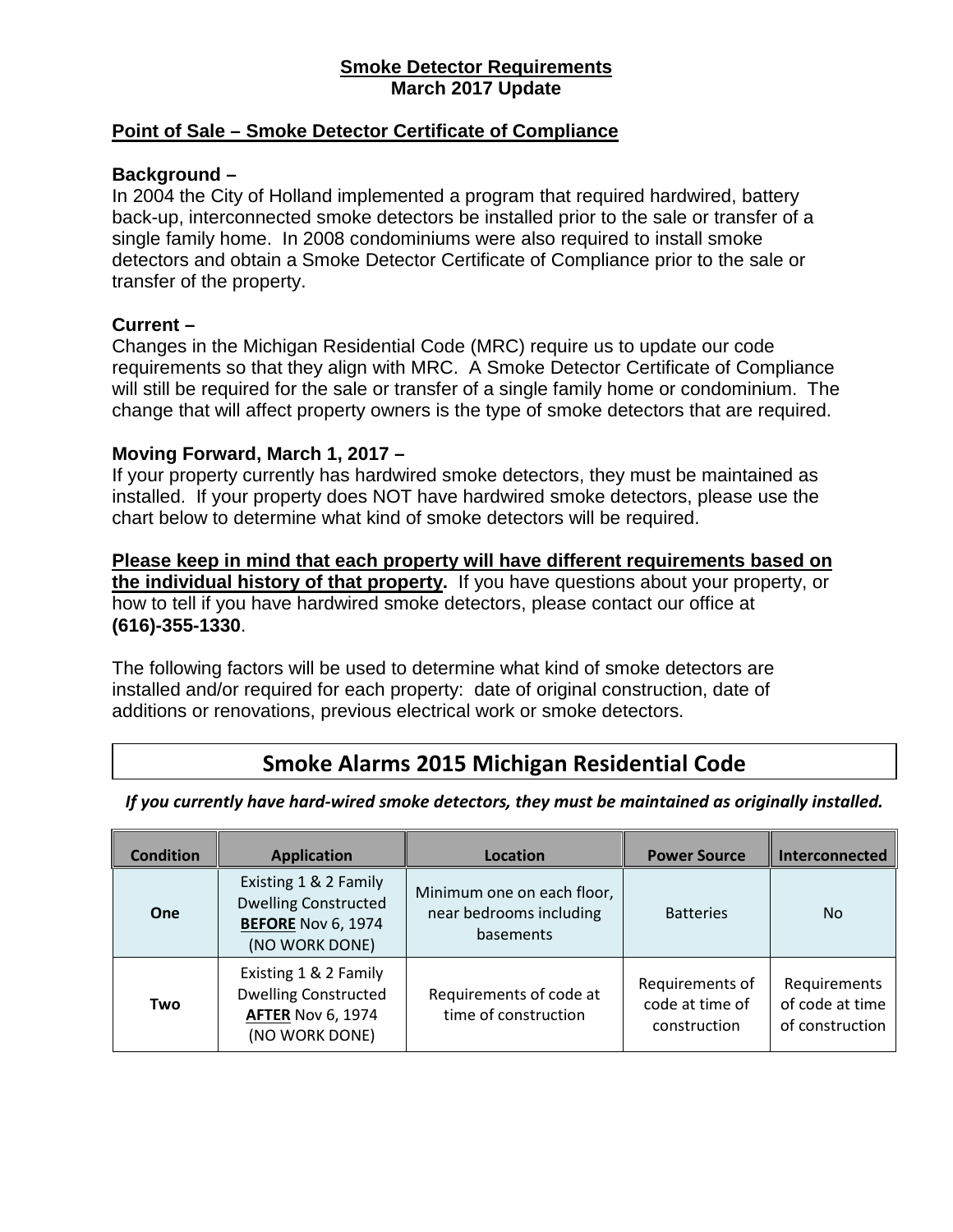# Smoke Detector Requirements
## March 2017 Update

## Point of Sale – Smoke Detector Certificate of Compliance

### Background –

In 2004 the City of Holland implemented a program that required hardwired, battery back-up, interconnected smoke detectors be installed prior to the sale or transfer of a single family home. In 2008 condominiums were also required to install smoke detectors and obtain a Smoke Detector Certificate of Compliance prior to the sale or transfer of the property.

### Current –

Changes in the Michigan Residential Code (MRC) require us to update our code requirements so that they align with MRC. A Smoke Detector Certificate of Compliance will still be required for the sale or transfer of a single family home or condominium. The change that will affect property owners is the type of smoke detectors that are required.

### Moving Forward, March 1, 2017 –

If your property currently has hardwired smoke detectors, they must be maintained as installed. If your property does NOT have hardwired smoke detectors, please use the chart below to determine what kind of smoke detectors will be required.

**Please keep in mind that each property will have different requirements based on the individual history of that property.** If you have questions about your property, or how to tell if you have hardwired smoke detectors, please contact our office at **(616)-355-1330**.

The following factors will be used to determine what kind of smoke detectors are installed and/or required for each property: date of original construction, date of additions or renovations, previous electrical work or smoke detectors.

## Smoke Alarms 2015 Michigan Residential Code

***If you currently have hard-wired smoke detectors, they must be maintained as originally installed.***

| Condition | Application | Location | Power Source | Interconnected |
|---|---|---|---|---|
| **One** | Existing 1 & 2 Family Dwelling Constructed **BEFORE** Nov 6, 1974 (NO WORK DONE) | Minimum one on each floor, near bedrooms including basements | Batteries | No |
| **Two** | Existing 1 & 2 Family Dwelling Constructed **AFTER** Nov 6, 1974 (NO WORK DONE) | Requirements of code at time of construction | Requirements of code at time of construction | Requirements of code at time of construction |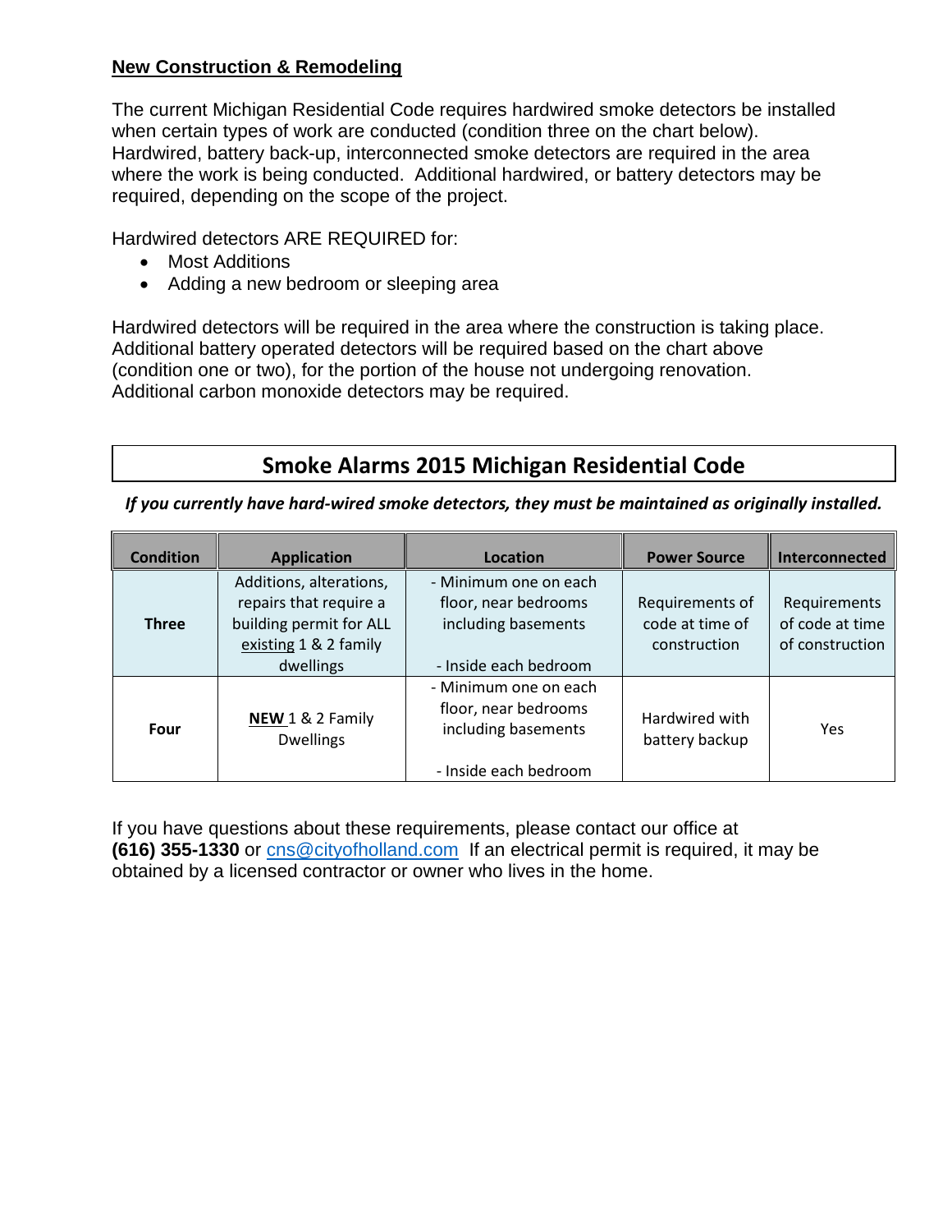**New Construction & Remodeling**

The current Michigan Residential Code requires hardwired smoke detectors be installed when certain types of work are conducted (condition three on the chart below). Hardwired, battery back-up, interconnected smoke detectors are required in the area where the work is being conducted. Additional hardwired, or battery detectors may be required, depending on the scope of the project.

Hardwired detectors ARE REQUIRED for:

- Most Additions
- Adding a new bedroom or sleeping area

Hardwired detectors will be required in the area where the construction is taking place. Additional battery operated detectors will be required based on the chart above (condition one or two), for the portion of the house not undergoing renovation. Additional carbon monoxide detectors may be required.

## Smoke Alarms 2015 Michigan Residential Code

***If you currently have hard-wired smoke detectors, they must be maintained as originally installed.***

| Condition | Application | Location | Power Source | Interconnected |
|---|---|---|---|---|
| **Three** | Additions, alterations, repairs that require a building permit for ALL existing 1 & 2 family dwellings | - Minimum one on each floor, near bedrooms including basements<br><br>- Inside each bedroom | Requirements of code at time of construction | Requirements of code at time of construction |
| **Four** | **NEW** 1 & 2 Family Dwellings | - Minimum one on each floor, near bedrooms including basements<br><br>- Inside each bedroom | Hardwired with battery backup | Yes |

If you have questions about these requirements, please contact our office at **(616) 355-1330** or cns@cityofholland.com If an electrical permit is required, it may be obtained by a licensed contractor or owner who lives in the home.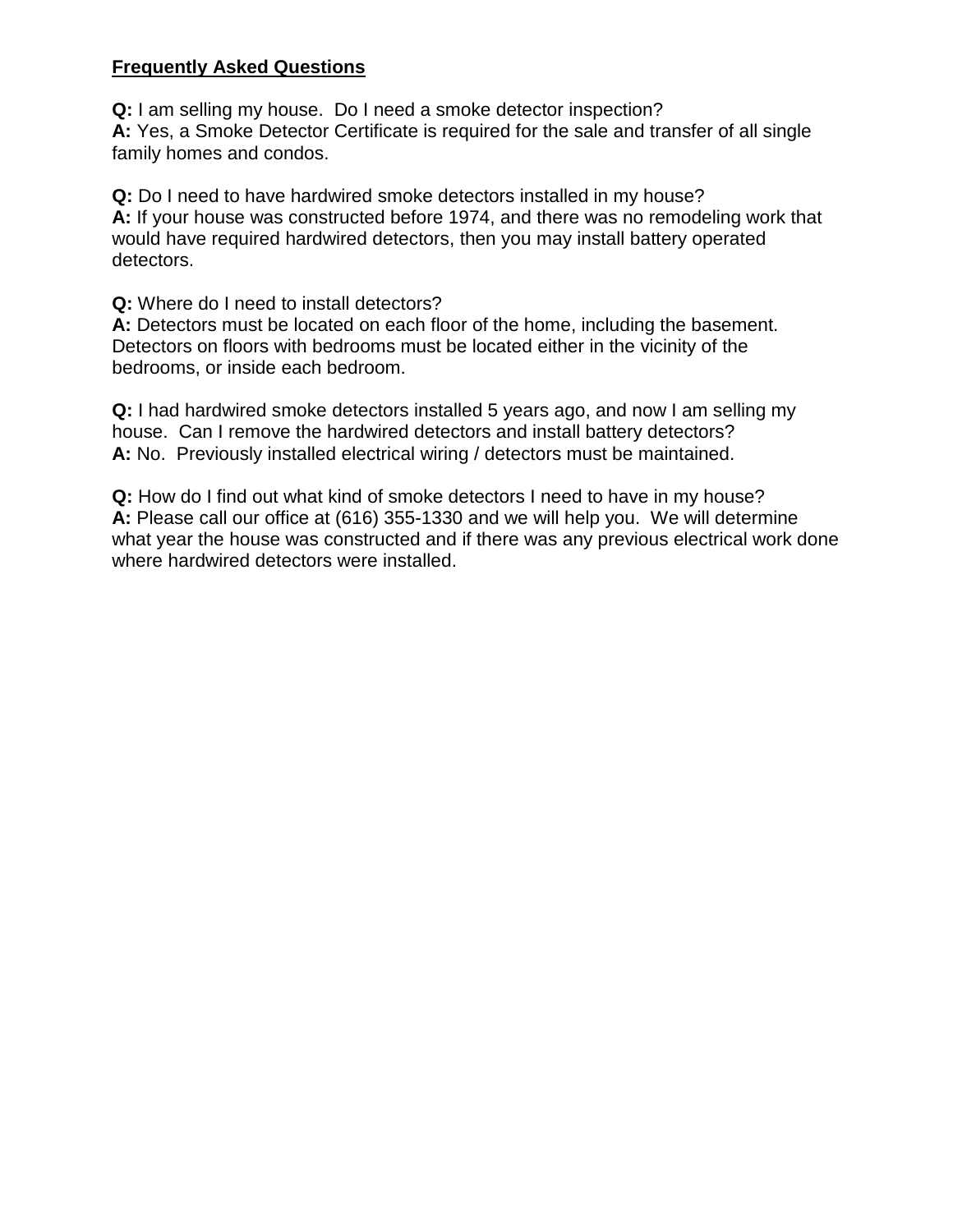## Frequently Asked Questions

**Q:** I am selling my house.  Do I need a smoke detector inspection?
**A:** Yes, a Smoke Detector Certificate is required for the sale and transfer of all single family homes and condos.

**Q:** Do I need to have hardwired smoke detectors installed in my house?
**A:** If your house was constructed before 1974, and there was no remodeling work that would have required hardwired detectors, then you may install battery operated detectors.

**Q:** Where do I need to install detectors?
**A:** Detectors must be located on each floor of the home, including the basement. Detectors on floors with bedrooms must be located either in the vicinity of the bedrooms, or inside each bedroom.

**Q:** I had hardwired smoke detectors installed 5 years ago, and now I am selling my house.  Can I remove the hardwired detectors and install battery detectors?
**A:** No.  Previously installed electrical wiring / detectors must be maintained.

**Q:** How do I find out what kind of smoke detectors I need to have in my house?
**A:** Please call our office at (616) 355-1330 and we will help you.  We will determine what year the house was constructed and if there was any previous electrical work done where hardwired detectors were installed.